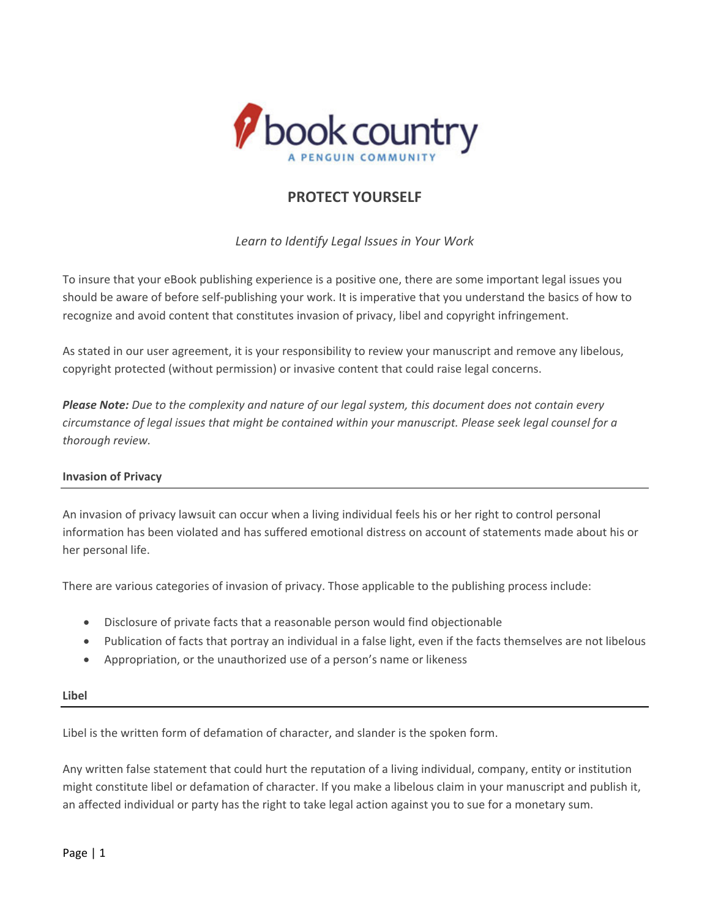book country

A PENGUIN COMMUNITY

# PROTECT YOURSELF

*Learn to Identify Legal Issues in Your Work*

To insure that your eBook publishing experience is a positive one, there are some important legal issues you should be aware of before self-publishing your work. It is imperative that you understand the basics of how to recognize and avoid content that constitutes invasion of privacy, libel and copyright infringement.

As stated in our user agreement, it is your responsibility to review your manuscript and remove any libelous, copyright protected (without permission) or invasive content that could raise legal concerns.

***Please Note:*** *Due to the complexity and nature of our legal system, this document does not contain every circumstance of legal issues that might be contained within your manuscript. Please seek legal counsel for a thorough review.*

## Invasion of Privacy

An invasion of privacy lawsuit can occur when a living individual feels his or her right to control personal information has been violated and has suffered emotional distress on account of statements made about his or her personal life.

There are various categories of invasion of privacy. Those applicable to the publishing process include:

- Disclosure of private facts that a reasonable person would find objectionable
- Publication of facts that portray an individual in a false light, even if the facts themselves are not libelous
- Appropriation, or the unauthorized use of a person's name or likeness

## Libel

Libel is the written form of defamation of character, and slander is the spoken form.

Any written false statement that could hurt the reputation of a living individual, company, entity or institution might constitute libel or defamation of character. If you make a libelous claim in your manuscript and publish it, an affected individual or party has the right to take legal action against you to sue for a monetary sum.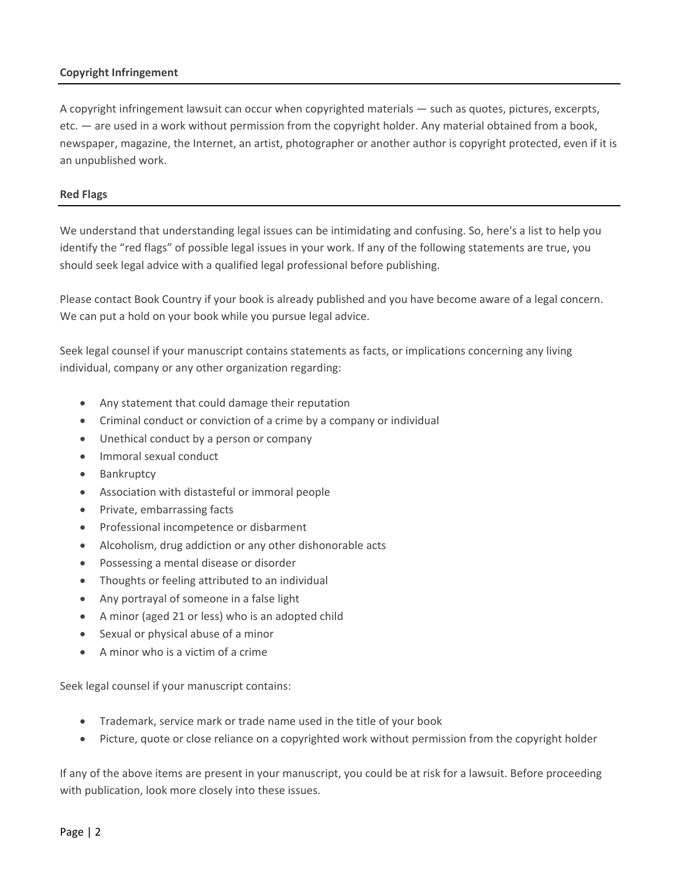## Copyright Infringement

A copyright infringement lawsuit can occur when copyrighted materials — such as quotes, pictures, excerpts, etc. — are used in a work without permission from the copyright holder. Any material obtained from a book, newspaper, magazine, the Internet, an artist, photographer or another author is copyright protected, even if it is an unpublished work.

## Red Flags

We understand that understanding legal issues can be intimidating and confusing. So, here's a list to help you identify the "red flags" of possible legal issues in your work. If any of the following statements are true, you should seek legal advice with a qualified legal professional before publishing.

Please contact Book Country if your book is already published and you have become aware of a legal concern. We can put a hold on your book while you pursue legal advice.

Seek legal counsel if your manuscript contains statements as facts, or implications concerning any living individual, company or any other organization regarding:

- Any statement that could damage their reputation
- Criminal conduct or conviction of a crime by a company or individual
- Unethical conduct by a person or company
- Immoral sexual conduct
- Bankruptcy
- Association with distasteful or immoral people
- Private, embarrassing facts
- Professional incompetence or disbarment
- Alcoholism, drug addiction or any other dishonorable acts
- Possessing a mental disease or disorder
- Thoughts or feeling attributed to an individual
- Any portrayal of someone in a false light
- A minor (aged 21 or less) who is an adopted child
- Sexual or physical abuse of a minor
- A minor who is a victim of a crime

Seek legal counsel if your manuscript contains:

- Trademark, service mark or trade name used in the title of your book
- Picture, quote or close reliance on a copyrighted work without permission from the copyright holder

If any of the above items are present in your manuscript, you could be at risk for a lawsuit. Before proceeding with publication, look more closely into these issues.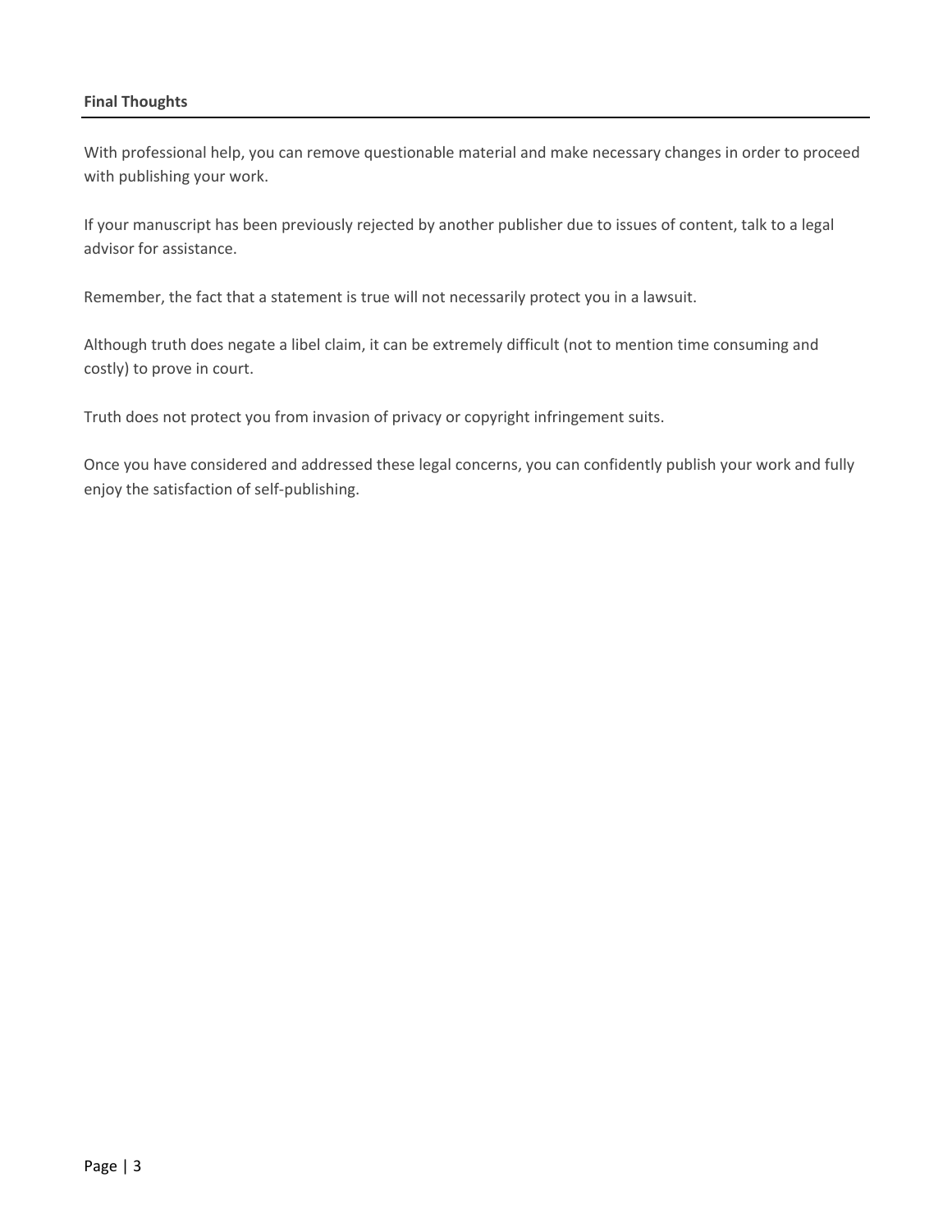**Final Thoughts**

With professional help, you can remove questionable material and make necessary changes in order to proceed with publishing your work.

If your manuscript has been previously rejected by another publisher due to issues of content, talk to a legal advisor for assistance.

Remember, the fact that a statement is true will not necessarily protect you in a lawsuit.

Although truth does negate a libel claim, it can be extremely difficult (not to mention time consuming and costly) to prove in court.

Truth does not protect you from invasion of privacy or copyright infringement suits.

Once you have considered and addressed these legal concerns, you can confidently publish your work and fully enjoy the satisfaction of self-publishing.